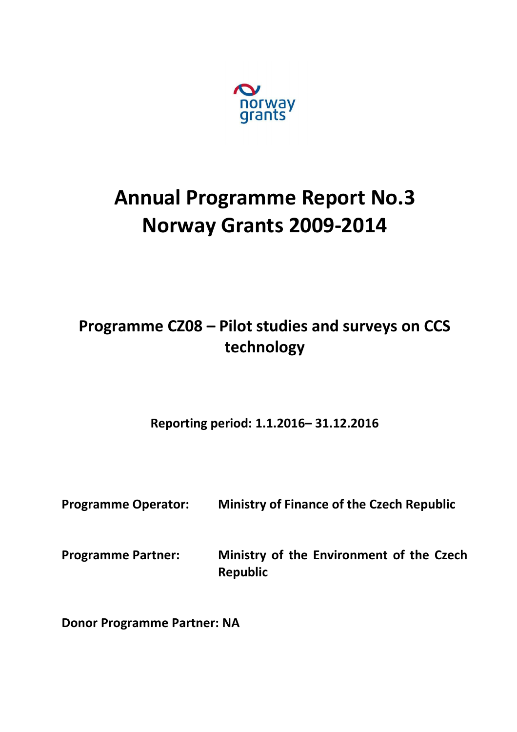# Annual Programme Report No.3
# Norway Grants 2009-2014

## Programme CZ08 – Pilot studies and surveys on CCS technology

**Reporting period: 1.1.2016– 31.12.2016**

**Programme Operator:** **Ministry of Finance of the Czech Republic**

**Programme Partner:** **Ministry of the Environment of the Czech Republic**

**Donor Programme Partner: NA**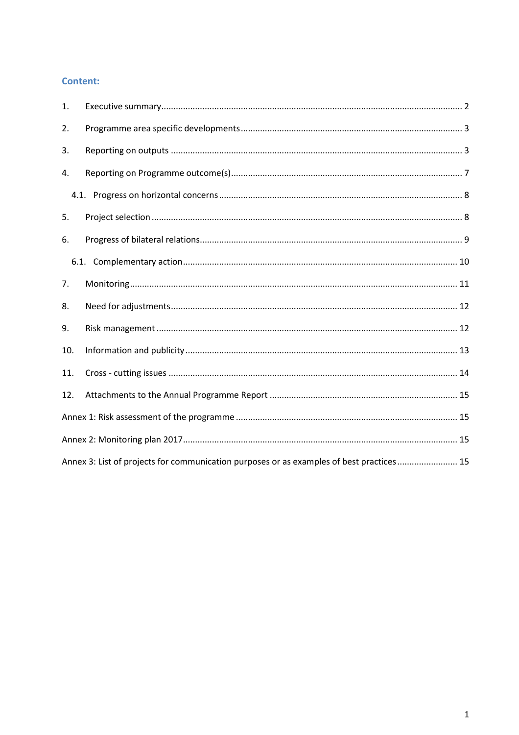## Content:

1. Executive summary ........ 2
2. Programme area specific developments ........ 3
3. Reporting on outputs ........ 3
4. Reporting on Programme outcome(s) ........ 7
   - 4.1. Progress on horizontal concerns ........ 8
5. Project selection ........ 8
6. Progress of bilateral relations ........ 9
   - 6.1. Complementary action ........ 10
7. Monitoring ........ 11
8. Need for adjustments ........ 12
9. Risk management ........ 12
10. Information and publicity ........ 13
11. Cross - cutting issues ........ 14
12. Attachments to the Annual Programme Report ........ 15

Annex 1: Risk assessment of the programme ........ 15

Annex 2: Monitoring plan 2017 ........ 15

Annex 3: List of projects for communication purposes or as examples of best practices ........ 15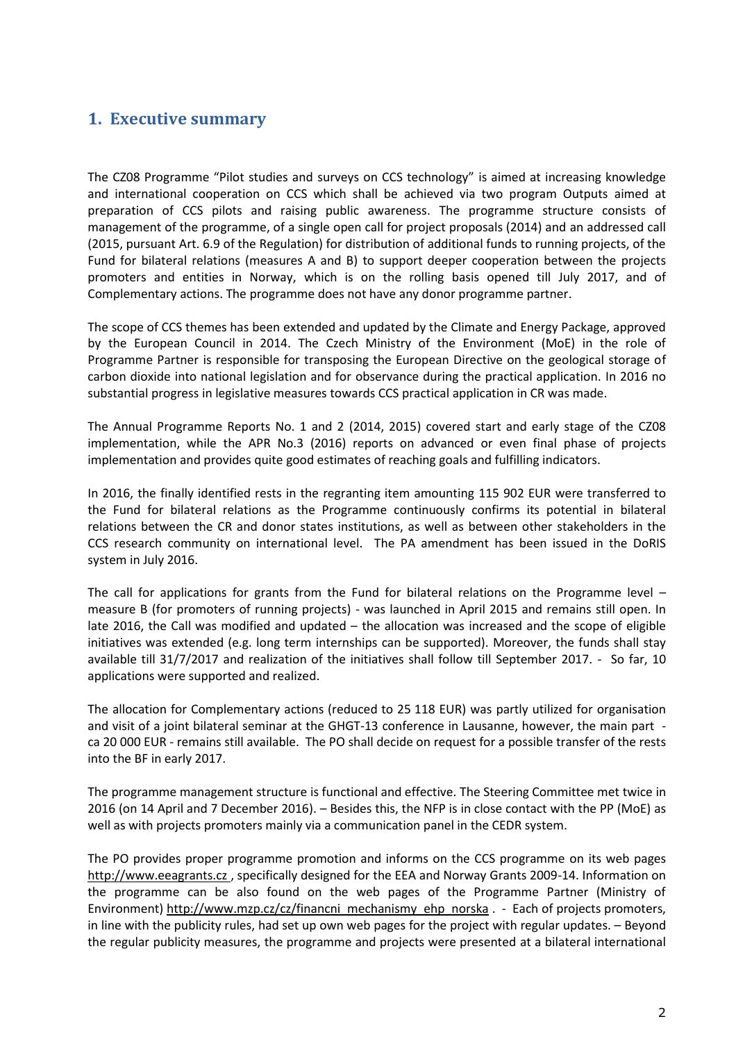## 1. Executive summary

The CZ08 Programme "Pilot studies and surveys on CCS technology" is aimed at increasing knowledge and international cooperation on CCS which shall be achieved via two program Outputs aimed at preparation of CCS pilots and raising public awareness. The programme structure consists of management of the programme, of a single open call for project proposals (2014) and an addressed call (2015, pursuant Art. 6.9 of the Regulation) for distribution of additional funds to running projects, of the Fund for bilateral relations (measures A and B) to support deeper cooperation between the projects promoters and entities in Norway, which is on the rolling basis opened till July 2017, and of Complementary actions. The programme does not have any donor programme partner.

The scope of CCS themes has been extended and updated by the Climate and Energy Package, approved by the European Council in 2014. The Czech Ministry of the Environment (MoE) in the role of Programme Partner is responsible for transposing the European Directive on the geological storage of carbon dioxide into national legislation and for observance during the practical application. In 2016 no substantial progress in legislative measures towards CCS practical application in CR was made.

The Annual Programme Reports No. 1 and 2 (2014, 2015) covered start and early stage of the CZ08 implementation, while the APR No.3 (2016) reports on advanced or even final phase of projects implementation and provides quite good estimates of reaching goals and fulfilling indicators.

In 2016, the finally identified rests in the regranting item amounting 115 902 EUR were transferred to the Fund for bilateral relations as the Programme continuously confirms its potential in bilateral relations between the CR and donor states institutions, as well as between other stakeholders in the CCS research community on international level. The PA amendment has been issued in the DoRIS system in July 2016.

The call for applications for grants from the Fund for bilateral relations on the Programme level – measure B (for promoters of running projects) - was launched in April 2015 and remains still open. In late 2016, the Call was modified and updated – the allocation was increased and the scope of eligible initiatives was extended (e.g. long term internships can be supported). Moreover, the funds shall stay available till 31/7/2017 and realization of the initiatives shall follow till September 2017. - So far, 10 applications were supported and realized.

The allocation for Complementary actions (reduced to 25 118 EUR) was partly utilized for organisation and visit of a joint bilateral seminar at the GHGT-13 conference in Lausanne, however, the main part - ca 20 000 EUR - remains still available. The PO shall decide on request for a possible transfer of the rests into the BF in early 2017.

The programme management structure is functional and effective. The Steering Committee met twice in 2016 (on 14 April and 7 December 2016). – Besides this, the NFP is in close contact with the PP (MoE) as well as with projects promoters mainly via a communication panel in the CEDR system.

The PO provides proper programme promotion and informs on the CCS programme on its web pages http://www.eeagrants.cz , specifically designed for the EEA and Norway Grants 2009-14. Information on the programme can be also found on the web pages of the Programme Partner (Ministry of Environment) http://www.mzp.cz/cz/financni_mechanismy_ehp_norska . - Each of projects promoters, in line with the publicity rules, had set up own web pages for the project with regular updates. – Beyond the regular publicity measures, the programme and projects were presented at a bilateral international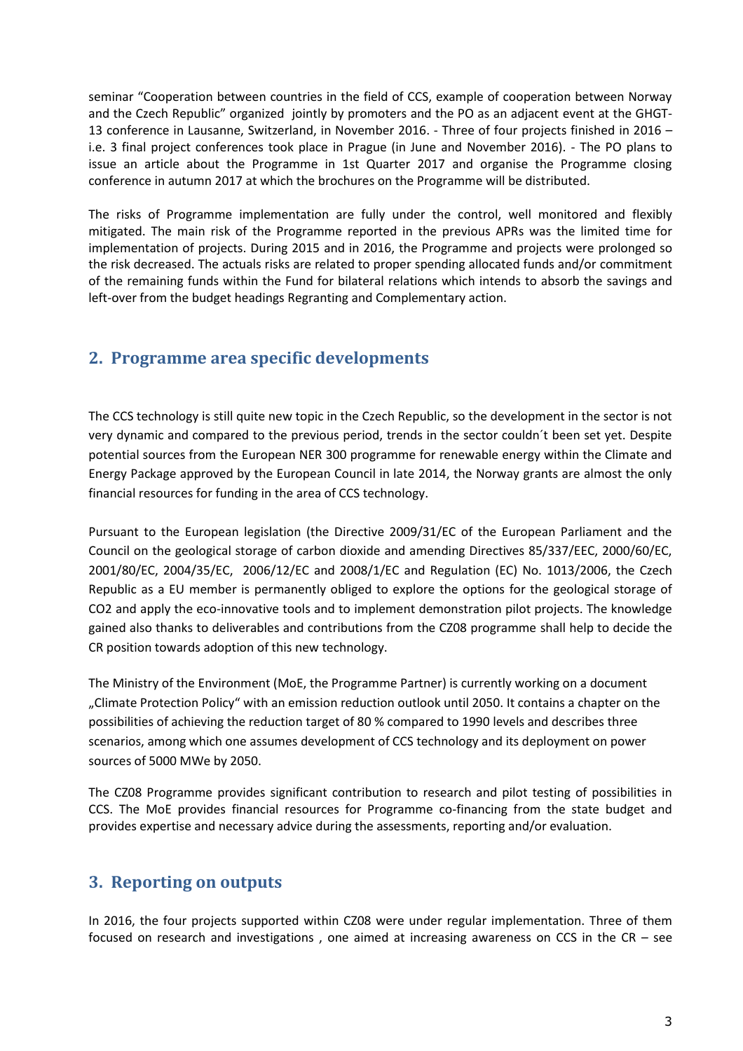seminar "Cooperation between countries in the field of CCS, example of cooperation between Norway and the Czech Republic" organized jointly by promoters and the PO as an adjacent event at the GHGT-13 conference in Lausanne, Switzerland, in November 2016. - Three of four projects finished in 2016 – i.e. 3 final project conferences took place in Prague (in June and November 2016). - The PO plans to issue an article about the Programme in 1st Quarter 2017 and organise the Programme closing conference in autumn 2017 at which the brochures on the Programme will be distributed.

The risks of Programme implementation are fully under the control, well monitored and flexibly mitigated. The main risk of the Programme reported in the previous APRs was the limited time for implementation of projects. During 2015 and in 2016, the Programme and projects were prolonged so the risk decreased. The actuals risks are related to proper spending allocated funds and/or commitment of the remaining funds within the Fund for bilateral relations which intends to absorb the savings and left-over from the budget headings Regranting and Complementary action.

## 2. Programme area specific developments

The CCS technology is still quite new topic in the Czech Republic, so the development in the sector is not very dynamic and compared to the previous period, trends in the sector couldn´t been set yet. Despite potential sources from the European NER 300 programme for renewable energy within the Climate and Energy Package approved by the European Council in late 2014, the Norway grants are almost the only financial resources for funding in the area of CCS technology.

Pursuant to the European legislation (the Directive 2009/31/EC of the European Parliament and the Council on the geological storage of carbon dioxide and amending Directives 85/337/EEC, 2000/60/EC, 2001/80/EC, 2004/35/EC, 2006/12/EC and 2008/1/EC and Regulation (EC) No. 1013/2006, the Czech Republic as a EU member is permanently obliged to explore the options for the geological storage of $CO_2$ and apply the eco-innovative tools and to implement demonstration pilot projects. The knowledge gained also thanks to deliverables and contributions from the CZ08 programme shall help to decide the CR position towards adoption of this new technology.

The Ministry of the Environment (MoE, the Programme Partner) is currently working on a document „Climate Protection Policy" with an emission reduction outlook until 2050. It contains a chapter on the possibilities of achieving the reduction target of 80 % compared to 1990 levels and describes three scenarios, among which one assumes development of CCS technology and its deployment on power sources of 5000 MWe by 2050.

The CZ08 Programme provides significant contribution to research and pilot testing of possibilities in CCS. The MoE provides financial resources for Programme co-financing from the state budget and provides expertise and necessary advice during the assessments, reporting and/or evaluation.

## 3. Reporting on outputs

In 2016, the four projects supported within CZ08 were under regular implementation. Three of them focused on research and investigations , one aimed at increasing awareness on CCS in the CR – see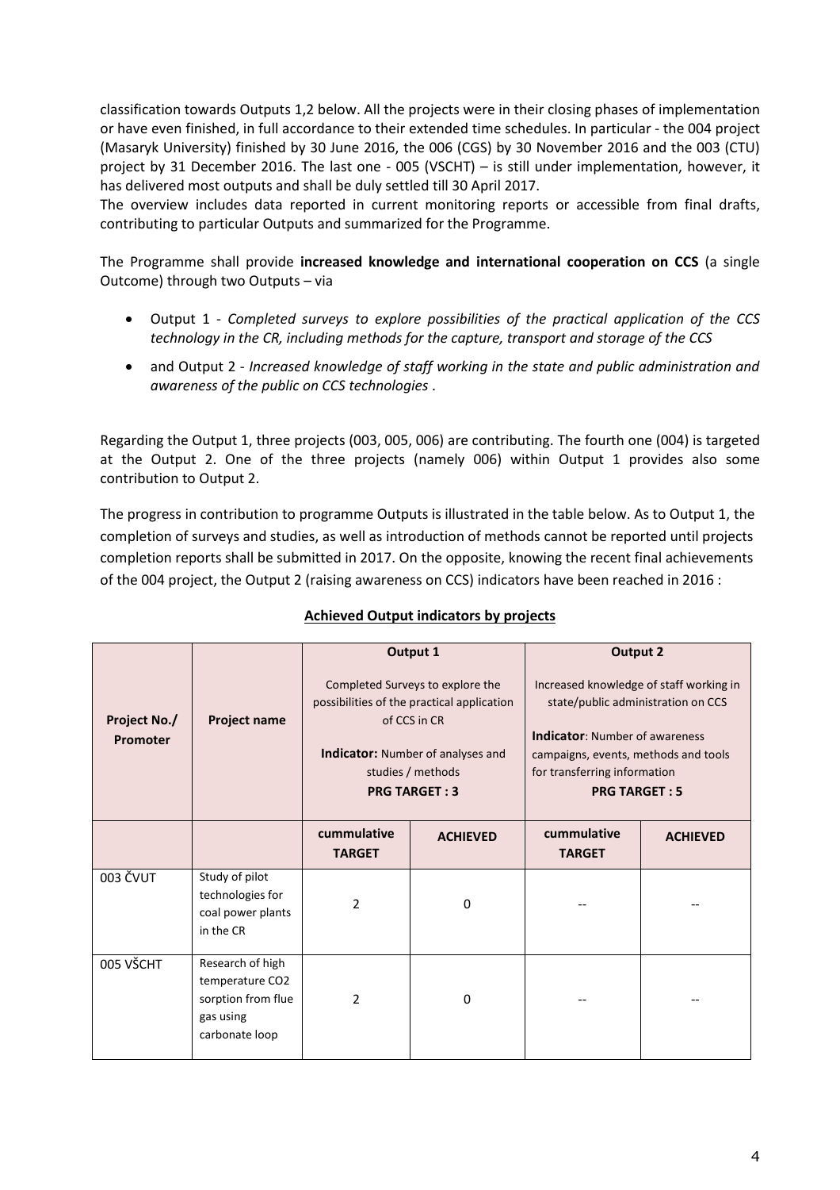classification towards Outputs 1,2 below. All the projects were in their closing phases of implementation or have even finished, in full accordance to their extended time schedules. In particular - the 004 project (Masaryk University) finished by 30 June 2016, the 006 (CGS) by 30 November 2016 and the 003 (CTU) project by 31 December 2016. The last one - 005 (VSCHT) – is still under implementation, however, it has delivered most outputs and shall be duly settled till 30 April 2017.

The overview includes data reported in current monitoring reports or accessible from final drafts, contributing to particular Outputs and summarized for the Programme.

The Programme shall provide **increased knowledge and international cooperation on CCS** (a single Outcome) through two Outputs – via

- Output 1 - *Completed surveys to explore possibilities of the practical application of the CCS technology in the CR, including methods for the capture, transport and storage of the CCS*
- and Output 2 - *Increased knowledge of staff working in the state and public administration and awareness of the public on CCS technologies* .

Regarding the Output 1, three projects (003, 005, 006) are contributing. The fourth one (004) is targeted at the Output 2. One of the three projects (namely 006) within Output 1 provides also some contribution to Output 2.

The progress in contribution to programme Outputs is illustrated in the table below. As to Output 1, the completion of surveys and studies, as well as introduction of methods cannot be reported until projects completion reports shall be submitted in 2017. On the opposite, knowing the recent final achievements of the 004 project, the Output 2 (raising awareness on CCS) indicators have been reached in 2016 :

**Achieved Output indicators by projects**

| Project No./ Promoter | Project name | **Output 1**<br>Completed Surveys to explore the possibilities of the practical application of CCS in CR<br>**Indicator:** Number of analyses and studies / methods<br>**PRG TARGET : 3** | | **Output 2**<br>Increased knowledge of staff working in state/public administration on CCS<br>**Indicator**: Number of awareness campaigns, events, methods and tools for transferring information<br>**PRG TARGET : 5** | |
|---|---|---|---|---|---|
| | | **cummulative TARGET** | **ACHIEVED** | **cummulative TARGET** | **ACHIEVED** |
| 003 ČVUT | Study of pilot technologies for coal power plants in the CR | 2 | 0 | -- | -- |
| 005 VŠCHT | Research of high temperature CO2 sorption from flue gas using carbonate loop | 2 | 0 | -- | -- |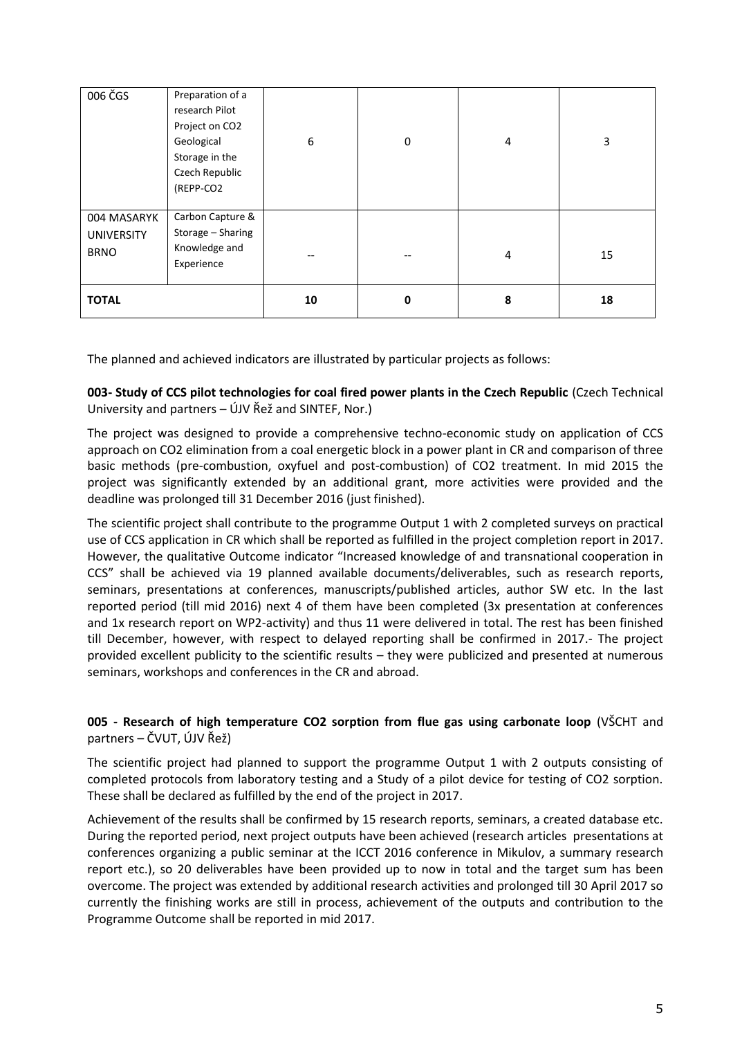| | | | | | |
|---|---|---|---|---|---|
| 006 ČGS | Preparation of a research Pilot Project on CO2 Geological Storage in the Czech Republic (REPP-CO2 | 6 | 0 | 4 | 3 |
| 004 MASARYK UNIVERSITY BRNO | Carbon Capture & Storage – Sharing Knowledge and Experience | -- | -- | 4 | 15 |
| **TOTAL** | | **10** | **0** | **8** | **18** |

The planned and achieved indicators are illustrated by particular projects as follows:

**003- Study of CCS pilot technologies for coal fired power plants in the Czech Republic** (Czech Technical University and partners – ÚJV Řež and SINTEF, Nor.)

The project was designed to provide a comprehensive techno-economic study on application of CCS approach on CO2 elimination from a coal energetic block in a power plant in CR and comparison of three basic methods (pre-combustion, oxyfuel and post-combustion) of CO2 treatment. In mid 2015 the project was significantly extended by an additional grant, more activities were provided and the deadline was prolonged till 31 December 2016 (just finished).

The scientific project shall contribute to the programme Output 1 with 2 completed surveys on practical use of CCS application in CR which shall be reported as fulfilled in the project completion report in 2017. However, the qualitative Outcome indicator "Increased knowledge of and transnational cooperation in CCS" shall be achieved via 19 planned available documents/deliverables, such as research reports, seminars, presentations at conferences, manuscripts/published articles, author SW etc. In the last reported period (till mid 2016) next 4 of them have been completed (3x presentation at conferences and 1x research report on WP2-activity) and thus 11 were delivered in total. The rest has been finished till December, however, with respect to delayed reporting shall be confirmed in 2017.- The project provided excellent publicity to the scientific results – they were publicized and presented at numerous seminars, workshops and conferences in the CR and abroad.

**005 - Research of high temperature CO2 sorption from flue gas using carbonate loop** (VŠCHT and partners – ČVUT, ÚJV Řež)

The scientific project had planned to support the programme Output 1 with 2 outputs consisting of completed protocols from laboratory testing and a Study of a pilot device for testing of CO2 sorption. These shall be declared as fulfilled by the end of the project in 2017.

Achievement of the results shall be confirmed by 15 research reports, seminars, a created database etc. During the reported period, next project outputs have been achieved (research articles presentations at conferences organizing a public seminar at the ICCT 2016 conference in Mikulov, a summary research report etc.), so 20 deliverables have been provided up to now in total and the target sum has been overcome. The project was extended by additional research activities and prolonged till 30 April 2017 so currently the finishing works are still in process, achievement of the outputs and contribution to the Programme Outcome shall be reported in mid 2017.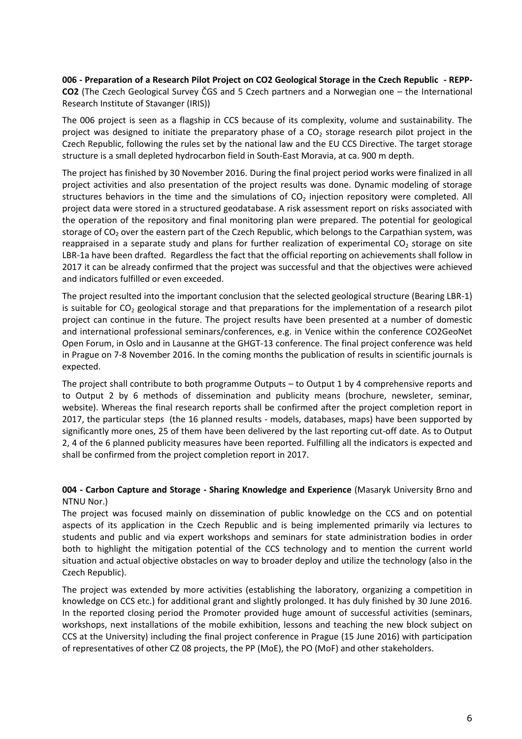**006 - Preparation of a Research Pilot Project on CO2 Geological Storage in the Czech Republic - REPP-CO2** (The Czech Geological Survey ČGS and 5 Czech partners and a Norwegian one – the International Research Institute of Stavanger (IRIS))

The 006 project is seen as a flagship in CCS because of its complexity, volume and sustainability. The project was designed to initiate the preparatory phase of a $CO_2$ storage research pilot project in the Czech Republic, following the rules set by the national law and the EU CCS Directive. The target storage structure is a small depleted hydrocarbon field in South-East Moravia, at ca. 900 m depth.

The project has finished by 30 November 2016. During the final project period works were finalized in all project activities and also presentation of the project results was done. Dynamic modeling of storage structures behaviors in the time and the simulations of $CO_2$ injection repository were completed. All project data were stored in a structured geodatabase. A risk assessment report on risks associated with the operation of the repository and final monitoring plan were prepared. The potential for geological storage of $CO_2$ over the eastern part of the Czech Republic, which belongs to the Carpathian system, was reappraised in a separate study and plans for further realization of experimental $CO_2$ storage on site LBR-1a have been drafted. Regardless the fact that the official reporting on achievements shall follow in 2017 it can be already confirmed that the project was successful and that the objectives were achieved and indicators fulfilled or even exceeded.

The project resulted into the important conclusion that the selected geological structure (Bearing LBR-1) is suitable for $CO_2$ geological storage and that preparations for the implementation of a research pilot project can continue in the future. The project results have been presented at a number of domestic and international professional seminars/conferences, e.g. in Venice within the conference CO2GeoNet Open Forum, in Oslo and in Lausanne at the GHGT-13 conference. The final project conference was held in Prague on 7-8 November 2016. In the coming months the publication of results in scientific journals is expected.

The project shall contribute to both programme Outputs – to Output 1 by 4 comprehensive reports and to Output 2 by 6 methods of dissemination and publicity means (brochure, newsleter, seminar, website). Whereas the final research reports shall be confirmed after the project completion report in 2017, the particular steps (the 16 planned results - models, databases, maps) have been supported by significantly more ones, 25 of them have been delivered by the last reporting cut-off date. As to Output 2, 4 of the 6 planned publicity measures have been reported. Fulfilling all the indicators is expected and shall be confirmed from the project completion report in 2017.

**004 - Carbon Capture and Storage - Sharing Knowledge and Experience** (Masaryk University Brno and NTNU Nor.)

The project was focused mainly on dissemination of public knowledge on the CCS and on potential aspects of its application in the Czech Republic and is being implemented primarily via lectures to students and public and via expert workshops and seminars for state administration bodies in order both to highlight the mitigation potential of the CCS technology and to mention the current world situation and actual objective obstacles on way to broader deploy and utilize the technology (also in the Czech Republic).

The project was extended by more activities (establishing the laboratory, organizing a competition in knowledge on CCS etc.) for additional grant and slightly prolonged. It has duly finished by 30 June 2016. In the reported closing period the Promoter provided huge amount of successful activities (seminars, workshops, next installations of the mobile exhibition, lessons and teaching the new block subject on CCS at the University) including the final project conference in Prague (15 June 2016) with participation of representatives of other CZ 08 projects, the PP (MoE), the PO (MoF) and other stakeholders.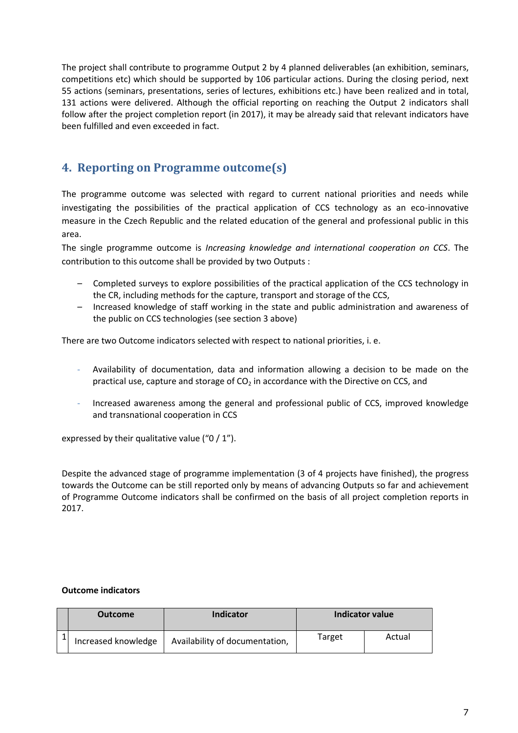The project shall contribute to programme Output 2 by 4 planned deliverables (an exhibition, seminars, competitions etc) which should be supported by 106 particular actions. During the closing period, next 55 actions (seminars, presentations, series of lectures, exhibitions etc.) have been realized and in total, 131 actions were delivered. Although the official reporting on reaching the Output 2 indicators shall follow after the project completion report (in 2017), it may be already said that relevant indicators have been fulfilled and even exceeded in fact.

## 4. Reporting on Programme outcome(s)

The programme outcome was selected with regard to current national priorities and needs while investigating the possibilities of the practical application of CCS technology as an eco-innovative measure in the Czech Republic and the related education of the general and professional public in this area.

The single programme outcome is *Increasing knowledge and international cooperation on CCS*. The contribution to this outcome shall be provided by two Outputs :

- Completed surveys to explore possibilities of the practical application of the CCS technology in the CR, including methods for the capture, transport and storage of the CCS,
- Increased knowledge of staff working in the state and public administration and awareness of the public on CCS technologies (see section 3 above)

There are two Outcome indicators selected with respect to national priorities, i. e.

- Availability of documentation, data and information allowing a decision to be made on the practical use, capture and storage of $CO_2$ in accordance with the Directive on CCS, and
- Increased awareness among the general and professional public of CCS, improved knowledge and transnational cooperation in CCS

expressed by their qualitative value ("0 / 1").

Despite the advanced stage of programme implementation (3 of 4 projects have finished), the progress towards the Outcome can be still reported only by means of advancing Outputs so far and achievement of Programme Outcome indicators shall be confirmed on the basis of all project completion reports in 2017.

**Outcome indicators**

| | Outcome | Indicator | Indicator value | |
|---|---|---|---|---|
| 1 | Increased knowledge | Availability of documentation, | Target | Actual |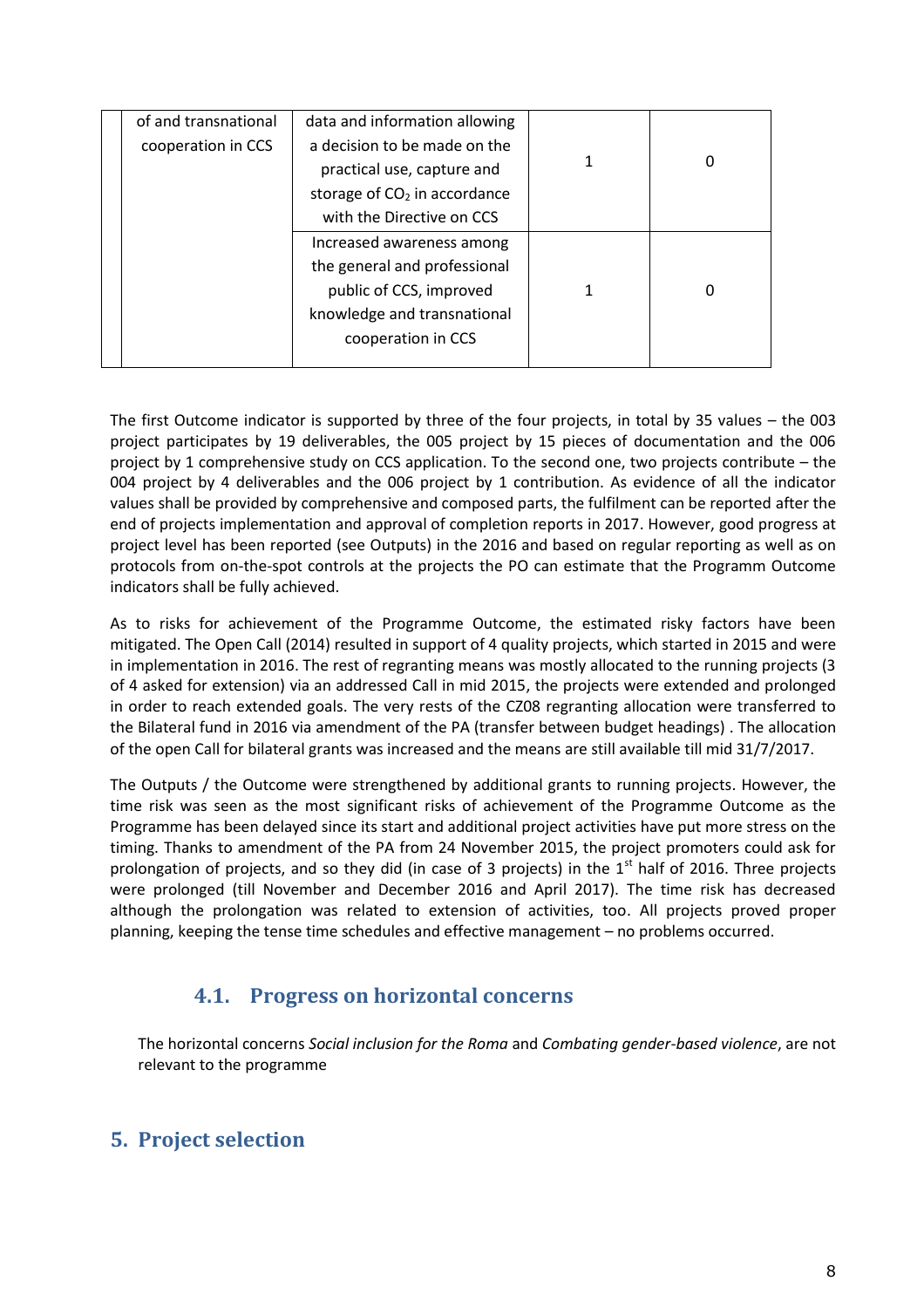|  | of and transnational cooperation in CCS | data and information allowing a decision to be made on the practical use, capture and storage of $CO_2$ in accordance with the Directive on CCS | 1 | 0 |
|---|---|---|---|---|
|  |  | Increased awareness among the general and professional public of CCS, improved knowledge and transnational cooperation in CCS | 1 | 0 |

The first Outcome indicator is supported by three of the four projects, in total by 35 values – the 003 project participates by 19 deliverables, the 005 project by 15 pieces of documentation and the 006 project by 1 comprehensive study on CCS application. To the second one, two projects contribute – the 004 project by 4 deliverables and the 006 project by 1 contribution. As evidence of all the indicator values shall be provided by comprehensive and composed parts, the fulfilment can be reported after the end of projects implementation and approval of completion reports in 2017. However, good progress at project level has been reported (see Outputs) in the 2016 and based on regular reporting as well as on protocols from on-the-spot controls at the projects the PO can estimate that the Programm Outcome indicators shall be fully achieved.

As to risks for achievement of the Programme Outcome, the estimated risky factors have been mitigated. The Open Call (2014) resulted in support of 4 quality projects, which started in 2015 and were in implementation in 2016. The rest of regranting means was mostly allocated to the running projects (3 of 4 asked for extension) via an addressed Call in mid 2015, the projects were extended and prolonged in order to reach extended goals. The very rests of the CZ08 regranting allocation were transferred to the Bilateral fund in 2016 via amendment of the PA (transfer between budget headings) . The allocation of the open Call for bilateral grants was increased and the means are still available till mid 31/7/2017.

The Outputs / the Outcome were strengthened by additional grants to running projects. However, the time risk was seen as the most significant risks of achievement of the Programme Outcome as the Programme has been delayed since its start and additional project activities have put more stress on the timing. Thanks to amendment of the PA from 24 November 2015, the project promoters could ask for prolongation of projects, and so they did (in case of 3 projects) in the 1st half of 2016. Three projects were prolonged (till November and December 2016 and April 2017). The time risk has decreased although the prolongation was related to extension of activities, too. All projects proved proper planning, keeping the tense time schedules and effective management – no problems occurred.

### 4.1. Progress on horizontal concerns

The horizontal concerns *Social inclusion for the Roma* and *Combating gender-based violence*, are not relevant to the programme

## 5. Project selection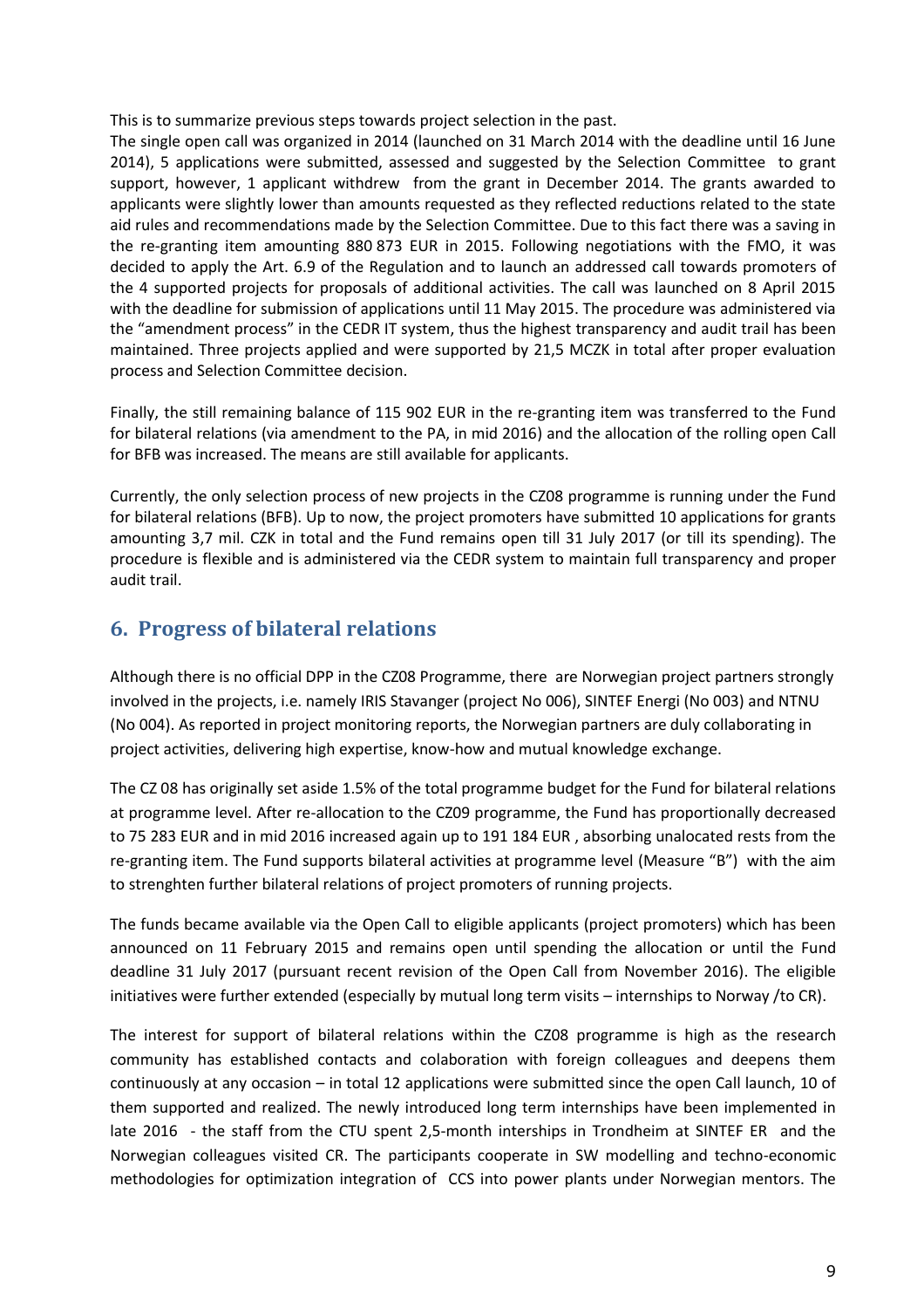This is to summarize previous steps towards project selection in the past.

The single open call was organized in 2014 (launched on 31 March 2014 with the deadline until 16 June 2014), 5 applications were submitted, assessed and suggested by the Selection Committee to grant support, however, 1 applicant withdrew from the grant in December 2014. The grants awarded to applicants were slightly lower than amounts requested as they reflected reductions related to the state aid rules and recommendations made by the Selection Committee. Due to this fact there was a saving in the re-granting item amounting 880 873 EUR in 2015. Following negotiations with the FMO, it was decided to apply the Art. 6.9 of the Regulation and to launch an addressed call towards promoters of the 4 supported projects for proposals of additional activities. The call was launched on 8 April 2015 with the deadline for submission of applications until 11 May 2015. The procedure was administered via the "amendment process" in the CEDR IT system, thus the highest transparency and audit trail has been maintained. Three projects applied and were supported by 21,5 MCZK in total after proper evaluation process and Selection Committee decision.

Finally, the still remaining balance of 115 902 EUR in the re-granting item was transferred to the Fund for bilateral relations (via amendment to the PA, in mid 2016) and the allocation of the rolling open Call for BFB was increased. The means are still available for applicants.

Currently, the only selection process of new projects in the CZ08 programme is running under the Fund for bilateral relations (BFB). Up to now, the project promoters have submitted 10 applications for grants amounting 3,7 mil. CZK in total and the Fund remains open till 31 July 2017 (or till its spending). The procedure is flexible and is administered via the CEDR system to maintain full transparency and proper audit trail.

## 6. Progress of bilateral relations

Although there is no official DPP in the CZ08 Programme, there are Norwegian project partners strongly involved in the projects, i.e. namely IRIS Stavanger (project No 006), SINTEF Energi (No 003) and NTNU (No 004). As reported in project monitoring reports, the Norwegian partners are duly collaborating in project activities, delivering high expertise, know-how and mutual knowledge exchange.

The CZ 08 has originally set aside 1.5% of the total programme budget for the Fund for bilateral relations at programme level. After re-allocation to the CZ09 programme, the Fund has proportionally decreased to 75 283 EUR and in mid 2016 increased again up to 191 184 EUR , absorbing unalocated rests from the re-granting item. The Fund supports bilateral activities at programme level (Measure "B") with the aim to strenghten further bilateral relations of project promoters of running projects.

The funds became available via the Open Call to eligible applicants (project promoters) which has been announced on 11 February 2015 and remains open until spending the allocation or until the Fund deadline 31 July 2017 (pursuant recent revision of the Open Call from November 2016). The eligible initiatives were further extended (especially by mutual long term visits – internships to Norway /to CR).

The interest for support of bilateral relations within the CZ08 programme is high as the research community has established contacts and colaboration with foreign colleagues and deepens them continuously at any occasion – in total 12 applications were submitted since the open Call launch, 10 of them supported and realized. The newly introduced long term internships have been implemented in late 2016 - the staff from the CTU spent 2,5-month interships in Trondheim at SINTEF ER and the Norwegian colleagues visited CR. The participants cooperate in SW modelling and techno-economic methodologies for optimization integration of CCS into power plants under Norwegian mentors. The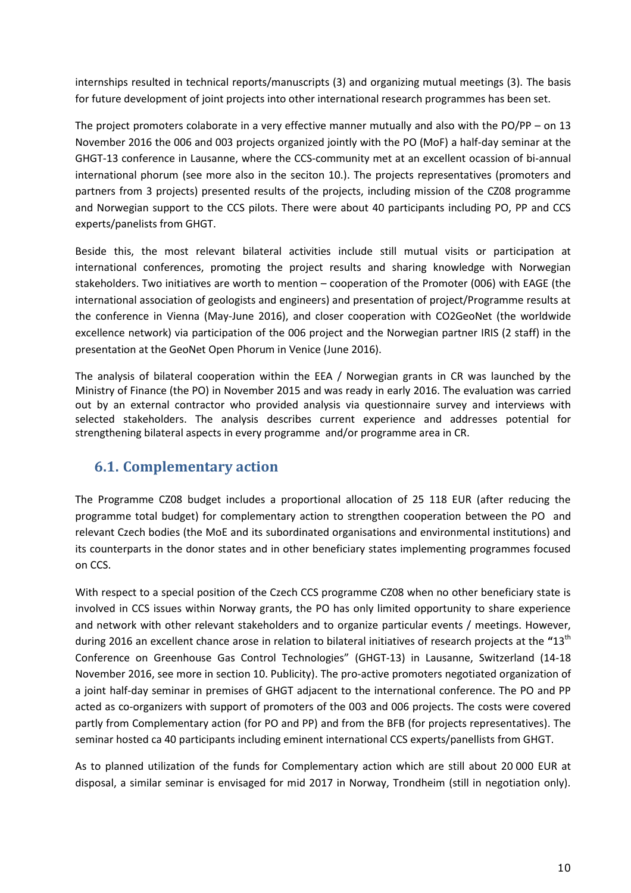internships resulted in technical reports/manuscripts (3) and organizing mutual meetings (3). The basis for future development of joint projects into other international research programmes has been set.

The project promoters colaborate in a very effective manner mutually and also with the PO/PP – on 13 November 2016 the 006 and 003 projects organized jointly with the PO (MoF) a half-day seminar at the GHGT-13 conference in Lausanne, where the CCS-community met at an excellent ocassion of bi-annual international phorum (see more also in the seciton 10.). The projects representatives (promoters and partners from 3 projects) presented results of the projects, including mission of the CZ08 programme and Norwegian support to the CCS pilots. There were about 40 participants including PO, PP and CCS experts/panelists from GHGT.

Beside this, the most relevant bilateral activities include still mutual visits or participation at international conferences, promoting the project results and sharing knowledge with Norwegian stakeholders. Two initiatives are worth to mention – cooperation of the Promoter (006) with EAGE (the international association of geologists and engineers) and presentation of project/Programme results at the conference in Vienna (May-June 2016), and closer cooperation with CO2GeoNet (the worldwide excellence network) via participation of the 006 project and the Norwegian partner IRIS (2 staff) in the presentation at the GeoNet Open Phorum in Venice (June 2016).

The analysis of bilateral cooperation within the EEA / Norwegian grants in CR was launched by the Ministry of Finance (the PO) in November 2015 and was ready in early 2016. The evaluation was carried out by an external contractor who provided analysis via questionnaire survey and interviews with selected stakeholders. The analysis describes current experience and addresses potential for strengthening bilateral aspects in every programme and/or programme area in CR.

## 6.1. Complementary action

The Programme CZ08 budget includes a proportional allocation of 25 118 EUR (after reducing the programme total budget) for complementary action to strengthen cooperation between the PO and relevant Czech bodies (the MoE and its subordinated organisations and environmental institutions) and its counterparts in the donor states and in other beneficiary states implementing programmes focused on CCS.

With respect to a special position of the Czech CCS programme CZ08 when no other beneficiary state is involved in CCS issues within Norway grants, the PO has only limited opportunity to share experience and network with other relevant stakeholders and to organize particular events / meetings. However, during 2016 an excellent chance arose in relation to bilateral initiatives of research projects at the "13th Conference on Greenhouse Gas Control Technologies" (GHGT-13) in Lausanne, Switzerland (14-18 November 2016, see more in section 10. Publicity). The pro-active promoters negotiated organization of a joint half-day seminar in premises of GHGT adjacent to the international conference. The PO and PP acted as co-organizers with support of promoters of the 003 and 006 projects. The costs were covered partly from Complementary action (for PO and PP) and from the BFB (for projects representatives). The seminar hosted ca 40 participants including eminent international CCS experts/panellists from GHGT.

As to planned utilization of the funds for Complementary action which are still about 20 000 EUR at disposal, a similar seminar is envisaged for mid 2017 in Norway, Trondheim (still in negotiation only).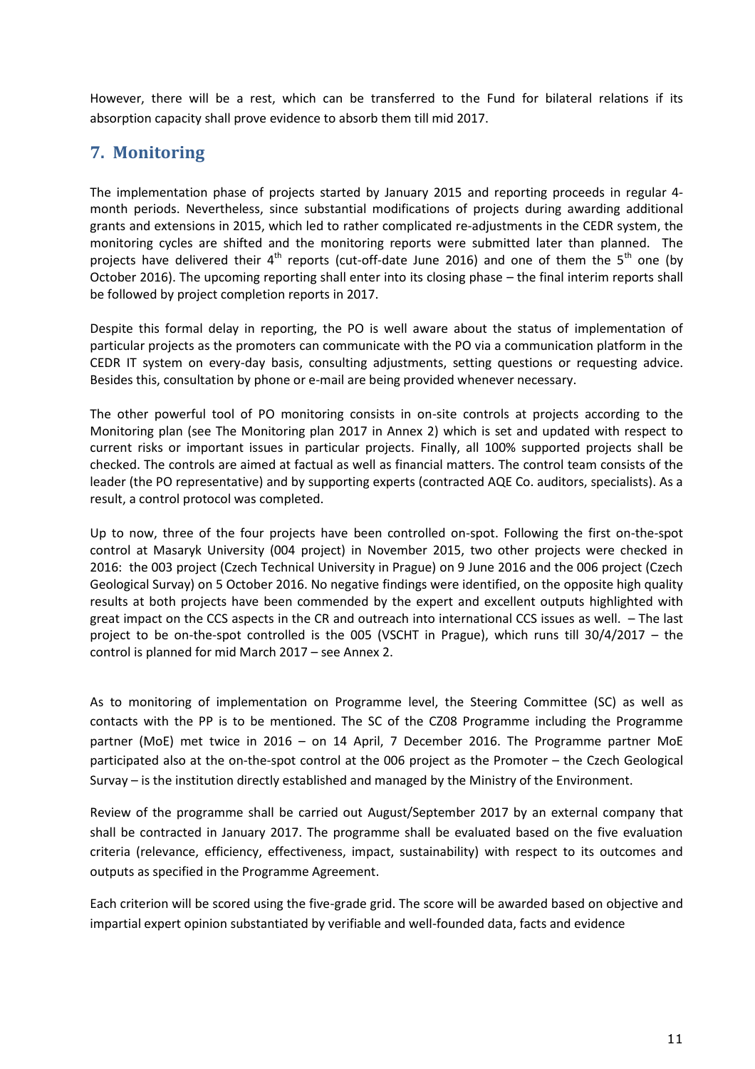However, there will be a rest, which can be transferred to the Fund for bilateral relations if its absorption capacity shall prove evidence to absorb them till mid 2017.

## 7. Monitoring

The implementation phase of projects started by January 2015 and reporting proceeds in regular 4-month periods. Nevertheless, since substantial modifications of projects during awarding additional grants and extensions in 2015, which led to rather complicated re-adjustments in the CEDR system, the monitoring cycles are shifted and the monitoring reports were submitted later than planned. The projects have delivered their 4th reports (cut-off-date June 2016) and one of them the 5th one (by October 2016). The upcoming reporting shall enter into its closing phase – the final interim reports shall be followed by project completion reports in 2017.

Despite this formal delay in reporting, the PO is well aware about the status of implementation of particular projects as the promoters can communicate with the PO via a communication platform in the CEDR IT system on every-day basis, consulting adjustments, setting questions or requesting advice. Besides this, consultation by phone or e-mail are being provided whenever necessary.

The other powerful tool of PO monitoring consists in on-site controls at projects according to the Monitoring plan (see The Monitoring plan 2017 in Annex 2) which is set and updated with respect to current risks or important issues in particular projects. Finally, all 100% supported projects shall be checked. The controls are aimed at factual as well as financial matters. The control team consists of the leader (the PO representative) and by supporting experts (contracted AQE Co. auditors, specialists). As a result, a control protocol was completed.

Up to now, three of the four projects have been controlled on-spot. Following the first on-the-spot control at Masaryk University (004 project) in November 2015, two other projects were checked in 2016: the 003 project (Czech Technical University in Prague) on 9 June 2016 and the 006 project (Czech Geological Survay) on 5 October 2016. No negative findings were identified, on the opposite high quality results at both projects have been commended by the expert and excellent outputs highlighted with great impact on the CCS aspects in the CR and outreach into international CCS issues as well. – The last project to be on-the-spot controlled is the 005 (VSCHT in Prague), which runs till 30/4/2017 – the control is planned for mid March 2017 – see Annex 2.

As to monitoring of implementation on Programme level, the Steering Committee (SC) as well as contacts with the PP is to be mentioned. The SC of the CZ08 Programme including the Programme partner (MoE) met twice in 2016 – on 14 April, 7 December 2016. The Programme partner MoE participated also at the on-the-spot control at the 006 project as the Promoter – the Czech Geological Survay – is the institution directly established and managed by the Ministry of the Environment.

Review of the programme shall be carried out August/September 2017 by an external company that shall be contracted in January 2017. The programme shall be evaluated based on the five evaluation criteria (relevance, efficiency, effectiveness, impact, sustainability) with respect to its outcomes and outputs as specified in the Programme Agreement.

Each criterion will be scored using the five-grade grid. The score will be awarded based on objective and impartial expert opinion substantiated by verifiable and well-founded data, facts and evidence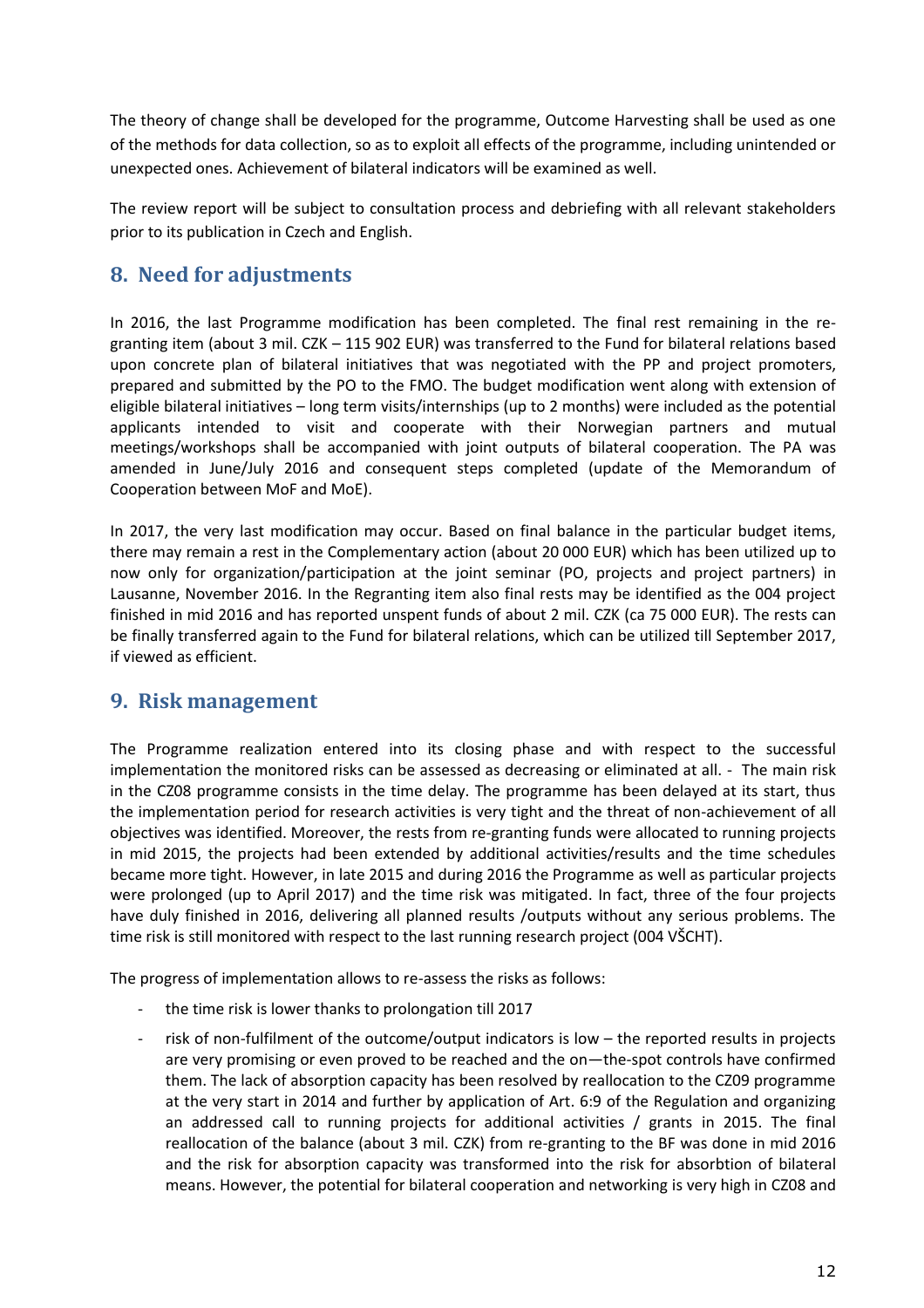The theory of change shall be developed for the programme, Outcome Harvesting shall be used as one of the methods for data collection, so as to exploit all effects of the programme, including unintended or unexpected ones. Achievement of bilateral indicators will be examined as well.

The review report will be subject to consultation process and debriefing with all relevant stakeholders prior to its publication in Czech and English.

## 8. Need for adjustments

In 2016, the last Programme modification has been completed. The final rest remaining in the re-granting item (about 3 mil. CZK – 115 902 EUR) was transferred to the Fund for bilateral relations based upon concrete plan of bilateral initiatives that was negotiated with the PP and project promoters, prepared and submitted by the PO to the FMO. The budget modification went along with extension of eligible bilateral initiatives – long term visits/internships (up to 2 months) were included as the potential applicants intended to visit and cooperate with their Norwegian partners and mutual meetings/workshops shall be accompanied with joint outputs of bilateral cooperation. The PA was amended in June/July 2016 and consequent steps completed (update of the Memorandum of Cooperation between MoF and MoE).

In 2017, the very last modification may occur. Based on final balance in the particular budget items, there may remain a rest in the Complementary action (about 20 000 EUR) which has been utilized up to now only for organization/participation at the joint seminar (PO, projects and project partners) in Lausanne, November 2016. In the Regranting item also final rests may be identified as the 004 project finished in mid 2016 and has reported unspent funds of about 2 mil. CZK (ca 75 000 EUR). The rests can be finally transferred again to the Fund for bilateral relations, which can be utilized till September 2017, if viewed as efficient.

## 9. Risk management

The Programme realization entered into its closing phase and with respect to the successful implementation the monitored risks can be assessed as decreasing or eliminated at all. - The main risk in the CZ08 programme consists in the time delay. The programme has been delayed at its start, thus the implementation period for research activities is very tight and the threat of non-achievement of all objectives was identified. Moreover, the rests from re-granting funds were allocated to running projects in mid 2015, the projects had been extended by additional activities/results and the time schedules became more tight. However, in late 2015 and during 2016 the Programme as well as particular projects were prolonged (up to April 2017) and the time risk was mitigated. In fact, three of the four projects have duly finished in 2016, delivering all planned results /outputs without any serious problems. The time risk is still monitored with respect to the last running research project (004 VŠCHT).

The progress of implementation allows to re-assess the risks as follows:

- the time risk is lower thanks to prolongation till 2017
- risk of non-fulfilment of the outcome/output indicators is low – the reported results in projects are very promising or even proved to be reached and the on—the-spot controls have confirmed them. The lack of absorption capacity has been resolved by reallocation to the CZ09 programme at the very start in 2014 and further by application of Art. 6:9 of the Regulation and organizing an addressed call to running projects for additional activities / grants in 2015. The final reallocation of the balance (about 3 mil. CZK) from re-granting to the BF was done in mid 2016 and the risk for absorption capacity was transformed into the risk for absorbtion of bilateral means. However, the potential for bilateral cooperation and networking is very high in CZ08 and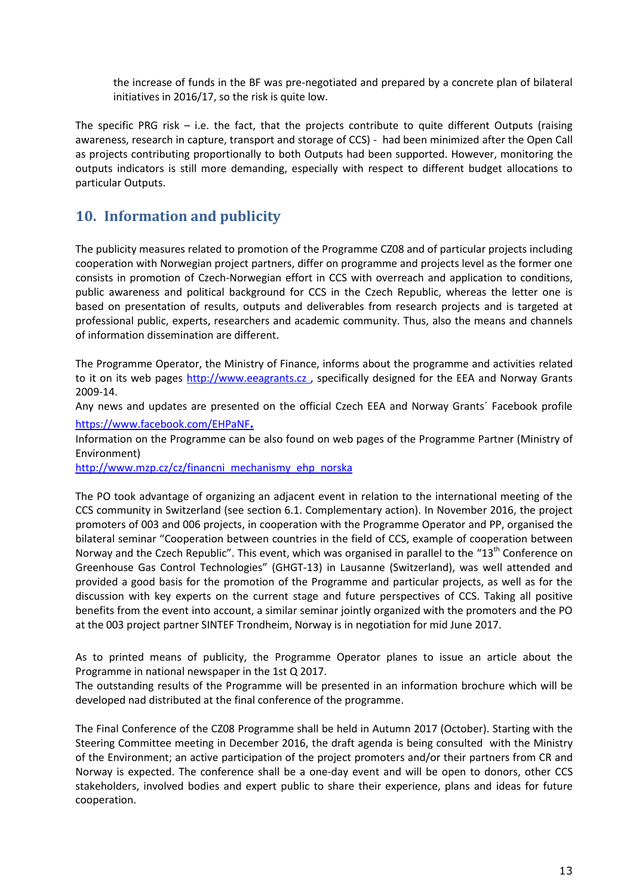the increase of funds in the BF was pre-negotiated and prepared by a concrete plan of bilateral initiatives in 2016/17, so the risk is quite low.

The specific PRG risk – i.e. the fact, that the projects contribute to quite different Outputs (raising awareness, research in capture, transport and storage of CCS) - had been minimized after the Open Call as projects contributing proportionally to both Outputs had been supported. However, monitoring the outputs indicators is still more demanding, especially with respect to different budget allocations to particular Outputs.

## 10. Information and publicity

The publicity measures related to promotion of the Programme CZ08 and of particular projects including cooperation with Norwegian project partners, differ on programme and projects level as the former one consists in promotion of Czech-Norwegian effort in CCS with overreach and application to conditions, public awareness and political background for CCS in the Czech Republic, whereas the letter one is based on presentation of results, outputs and deliverables from research projects and is targeted at professional public, experts, researchers and academic community. Thus, also the means and channels of information dissemination are different.

The Programme Operator, the Ministry of Finance, informs about the programme and activities related to it on its web pages http://www.eeagrants.cz , specifically designed for the EEA and Norway Grants 2009-14.

Any news and updates are presented on the official Czech EEA and Norway Grants´ Facebook profile https://www.facebook.com/EHPaNF**.**

Information on the Programme can be also found on web pages of the Programme Partner (Ministry of Environment)

http://www.mzp.cz/cz/financni_mechanismy_ehp_norska

The PO took advantage of organizing an adjacent event in relation to the international meeting of the CCS community in Switzerland (see section 6.1. Complementary action). In November 2016, the project promoters of 003 and 006 projects, in cooperation with the Programme Operator and PP, organised the bilateral seminar "Cooperation between countries in the field of CCS, example of cooperation between Norway and the Czech Republic". This event, which was organised in parallel to the "13th Conference on Greenhouse Gas Control Technologies" (GHGT-13) in Lausanne (Switzerland), was well attended and provided a good basis for the promotion of the Programme and particular projects, as well as for the discussion with key experts on the current stage and future perspectives of CCS. Taking all positive benefits from the event into account, a similar seminar jointly organized with the promoters and the PO at the 003 project partner SINTEF Trondheim, Norway is in negotiation for mid June 2017.

As to printed means of publicity, the Programme Operator planes to issue an article about the Programme in national newspaper in the 1st Q 2017.

The outstanding results of the Programme will be presented in an information brochure which will be developed nad distributed at the final conference of the programme.

The Final Conference of the CZ08 Programme shall be held in Autumn 2017 (October). Starting with the Steering Committee meeting in December 2016, the draft agenda is being consulted with the Ministry of the Environment; an active participation of the project promoters and/or their partners from CR and Norway is expected. The conference shall be a one-day event and will be open to donors, other CCS stakeholders, involved bodies and expert public to share their experience, plans and ideas for future cooperation.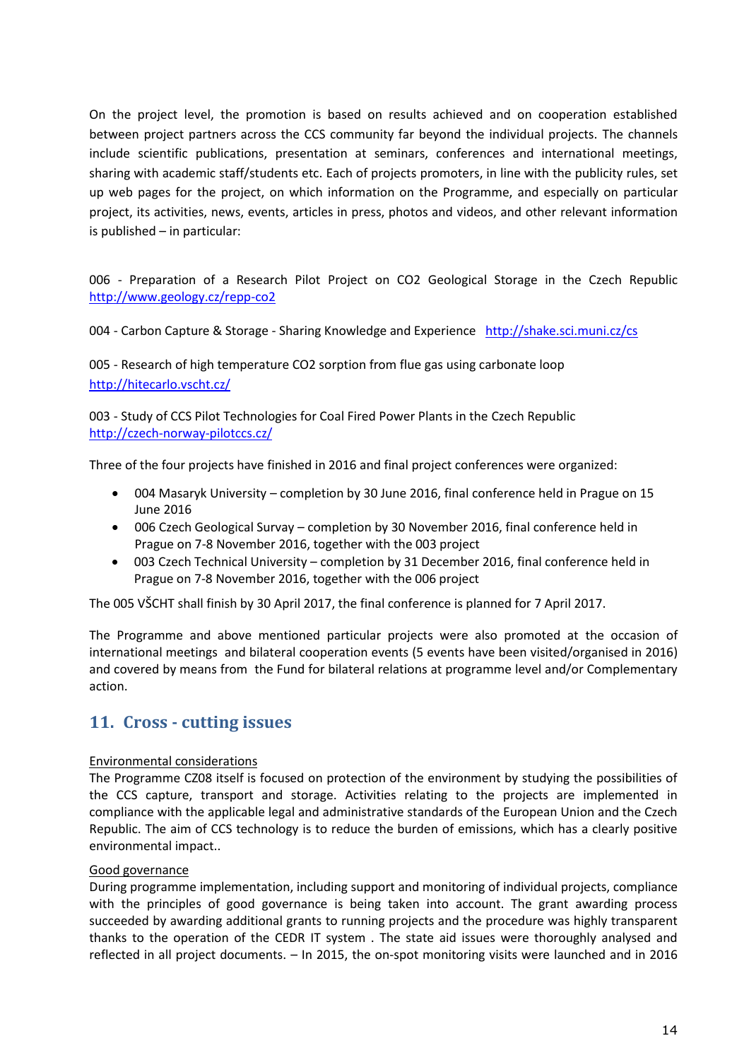On the project level, the promotion is based on results achieved and on cooperation established between project partners across the CCS community far beyond the individual projects. The channels include scientific publications, presentation at seminars, conferences and international meetings, sharing with academic staff/students etc. Each of projects promoters, in line with the publicity rules, set up web pages for the project, on which information on the Programme, and especially on particular project, its activities, news, events, articles in press, photos and videos, and other relevant information is published – in particular:

006 - Preparation of a Research Pilot Project on CO2 Geological Storage in the Czech Republic http://www.geology.cz/repp-co2

004 - Carbon Capture & Storage - Sharing Knowledge and Experience http://shake.sci.muni.cz/cs

005 - Research of high temperature CO2 sorption from flue gas using carbonate loop http://hitecarlo.vscht.cz/

003 - Study of CCS Pilot Technologies for Coal Fired Power Plants in the Czech Republic http://czech-norway-pilotccs.cz/

Three of the four projects have finished in 2016 and final project conferences were organized:

- 004 Masaryk University – completion by 30 June 2016, final conference held in Prague on 15 June 2016
- 006 Czech Geological Survey – completion by 30 November 2016, final conference held in Prague on 7-8 November 2016, together with the 003 project
- 003 Czech Technical University – completion by 31 December 2016, final conference held in Prague on 7-8 November 2016, together with the 006 project

The 005 VŠCHT shall finish by 30 April 2017, the final conference is planned for 7 April 2017.

The Programme and above mentioned particular projects were also promoted at the occasion of international meetings and bilateral cooperation events (5 events have been visited/organised in 2016) and covered by means from the Fund for bilateral relations at programme level and/or Complementary action.

## 11. Cross - cutting issues

Environmental considerations

The Programme CZ08 itself is focused on protection of the environment by studying the possibilities of the CCS capture, transport and storage. Activities relating to the projects are implemented in compliance with the applicable legal and administrative standards of the European Union and the Czech Republic. The aim of CCS technology is to reduce the burden of emissions, which has a clearly positive environmental impact..

Good governance

During programme implementation, including support and monitoring of individual projects, compliance with the principles of good governance is being taken into account. The grant awarding process succeeded by awarding additional grants to running projects and the procedure was highly transparent thanks to the operation of the CEDR IT system . The state aid issues were thoroughly analysed and reflected in all project documents. – In 2015, the on-spot monitoring visits were launched and in 2016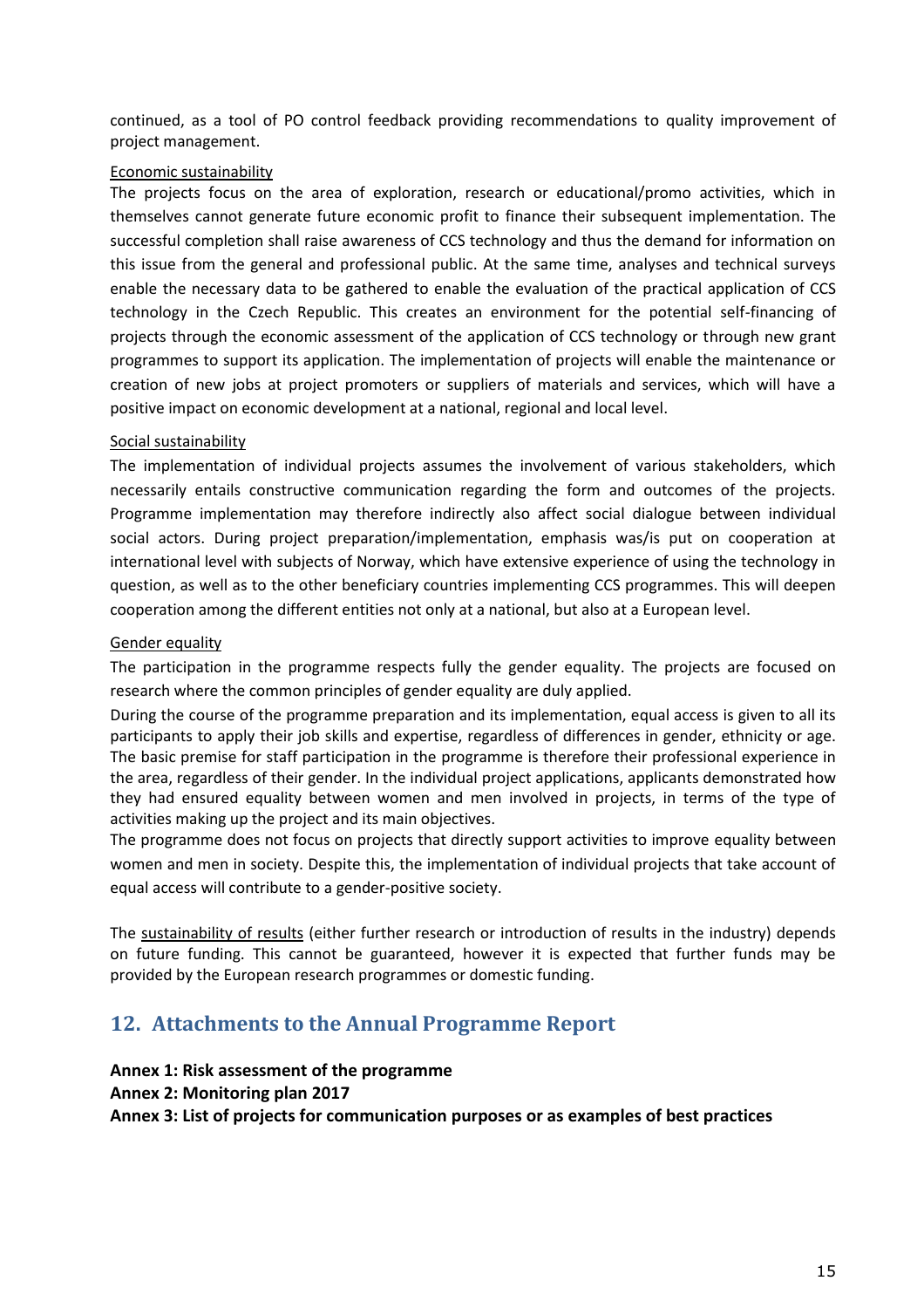continued, as a tool of PO control feedback providing recommendations to quality improvement of project management.

Economic sustainability

The projects focus on the area of exploration, research or educational/promo activities, which in themselves cannot generate future economic profit to finance their subsequent implementation. The successful completion shall raise awareness of CCS technology and thus the demand for information on this issue from the general and professional public. At the same time, analyses and technical surveys enable the necessary data to be gathered to enable the evaluation of the practical application of CCS technology in the Czech Republic. This creates an environment for the potential self-financing of projects through the economic assessment of the application of CCS technology or through new grant programmes to support its application. The implementation of projects will enable the maintenance or creation of new jobs at project promoters or suppliers of materials and services, which will have a positive impact on economic development at a national, regional and local level.

Social sustainability

The implementation of individual projects assumes the involvement of various stakeholders, which necessarily entails constructive communication regarding the form and outcomes of the projects. Programme implementation may therefore indirectly also affect social dialogue between individual social actors. During project preparation/implementation, emphasis was/is put on cooperation at international level with subjects of Norway, which have extensive experience of using the technology in question, as well as to the other beneficiary countries implementing CCS programmes. This will deepen cooperation among the different entities not only at a national, but also at a European level.

Gender equality

The participation in the programme respects fully the gender equality. The projects are focused on research where the common principles of gender equality are duly applied.

During the course of the programme preparation and its implementation, equal access is given to all its participants to apply their job skills and expertise, regardless of differences in gender, ethnicity or age. The basic premise for staff participation in the programme is therefore their professional experience in the area, regardless of their gender. In the individual project applications, applicants demonstrated how they had ensured equality between women and men involved in projects, in terms of the type of activities making up the project and its main objectives.

The programme does not focus on projects that directly support activities to improve equality between women and men in society. Despite this, the implementation of individual projects that take account of equal access will contribute to a gender-positive society.

The sustainability of results (either further research or introduction of results in the industry) depends on future funding. This cannot be guaranteed, however it is expected that further funds may be provided by the European research programmes or domestic funding.

## 12. Attachments to the Annual Programme Report

**Annex 1: Risk assessment of the programme**

**Annex 2: Monitoring plan 2017**

**Annex 3: List of projects for communication purposes or as examples of best practices**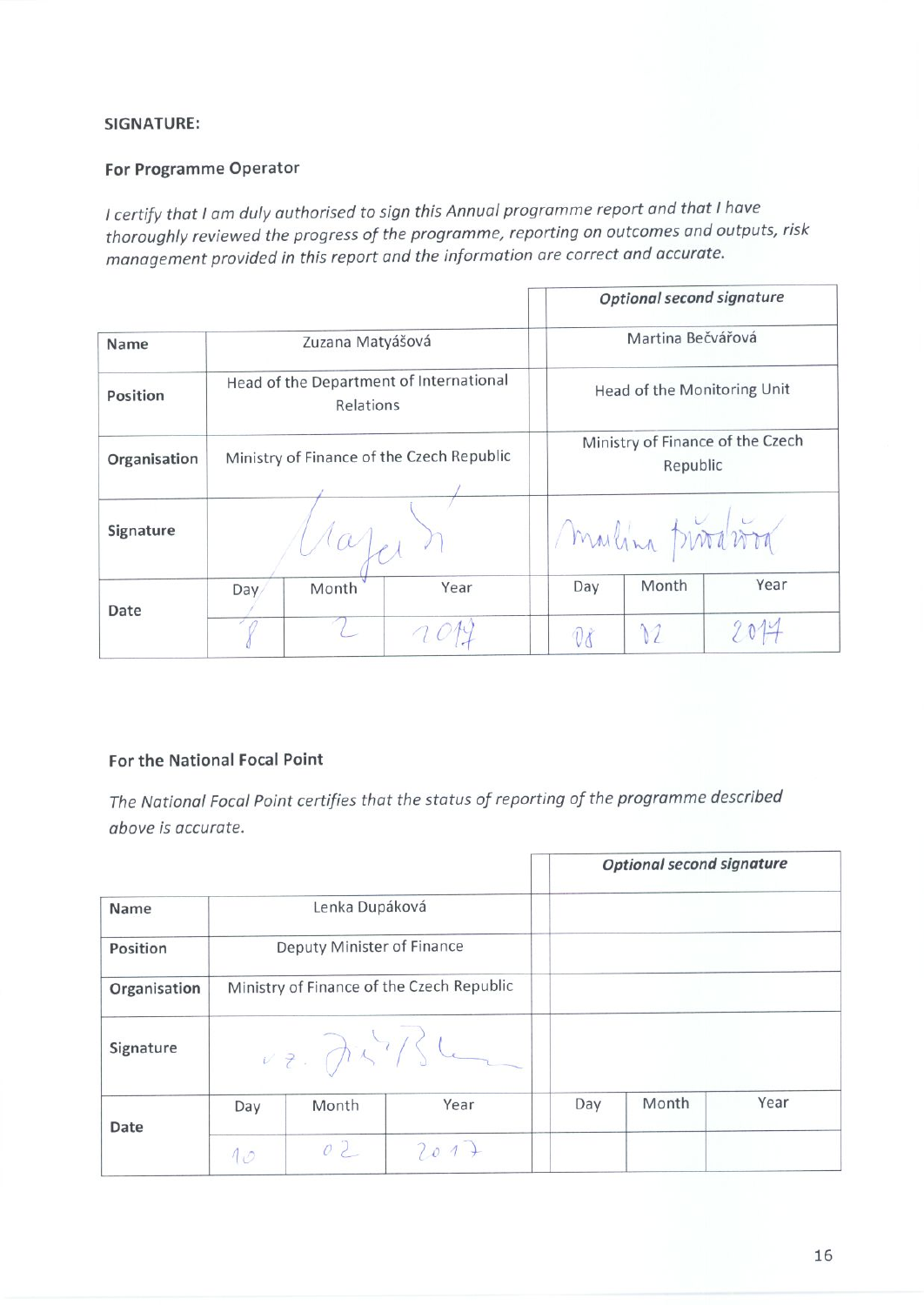**SIGNATURE:**

**For Programme Operator**

*I certify that I am duly authorised to sign this Annual programme report and that I have thoroughly reviewed the progress of the programme, reporting on outcomes and outputs, risk management provided in this report and the information are correct and accurate.*

| | | | | | ***Optional second signature*** | | |
|---|---|---|---|---|---|---|---|
| **Name** | Zuzana Matyášová | | | | Martina Bečvářová | | |
| **Position** | Head of the Department of International Relations | | | | Head of the Monitoring Unit | | |
| **Organisation** | Ministry of Finance of the Czech Republic | | | | Ministry of Finance of the Czech Republic | | |
| **Signature** | | | | | | | |
| **Date** | Day | Month | Year | | Day | Month | Year |
| | 8 | 2 | 2017 | | 08 | 02 | 2017 |

**For the National Focal Point**

*The National Focal Point certifies that the status of reporting of the programme described above is accurate.*

| | | | | | ***Optional second signature*** | | |
|---|---|---|---|---|---|---|---|
| **Name** | Lenka Dupáková | | | | | | |
| **Position** | Deputy Minister of Finance | | | | | | |
| **Organisation** | Ministry of Finance of the Czech Republic | | | | | | |
| **Signature** | | | | | | | |
| **Date** | Day | Month | Year | | Day | Month | Year |
| | 10 | 02 | 2017 | | | | |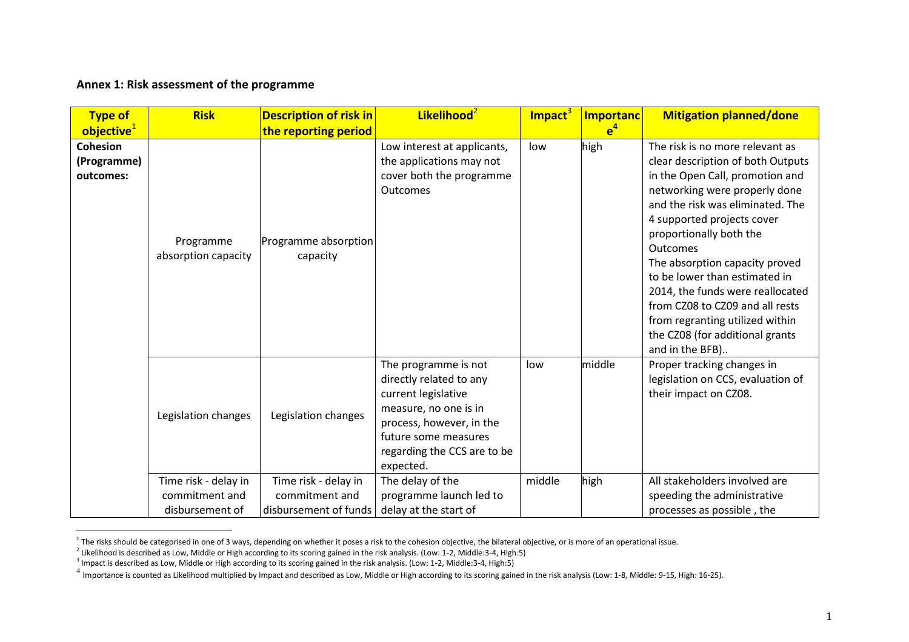**Annex 1: Risk assessment of the programme**

| Type of objective[1] | Risk | Description of risk in the reporting period | Likelihood[2] | Impact[3] | Importance[4] | Mitigation planned/done |
|---|---|---|---|---|---|---|
| **Cohesion (Programme) outcomes:** | Programme absorption capacity | Programme absorption capacity | Low interest at applicants, the applications may not cover both the programme Outcomes | low | high | The risk is no more relevant as clear description of both Outputs in the Open Call, promotion and networking were properly done and the risk was eliminated. The 4 supported projects cover proportionally both the Outcomes The absorption capacity proved to be lower than estimated in 2014, the funds were reallocated from CZ08 to CZ09 and all rests from regranting utilized within the CZ08 (for additional grants and in the BFB).. |
| | Legislation changes | Legislation changes | The programme is not directly related to any current legislative measure, no one is in process, however, in the future some measures regarding the CCS are to be expected. | low | middle | Proper tracking changes in legislation on CCS, evaluation of their impact on CZ08. |
| | Time risk - delay in commitment and disbursement of | Time risk - delay in commitment and disbursement of funds | The delay of the programme launch led to delay at the start of | middle | high | All stakeholders involved are speeding the administrative processes as possible , the |

[1] The risks should be categorised in one of 3 ways, depending on whether it poses a risk to the cohesion objective, the bilateral objective, or is more of an operational issue.

[2] Likelihood is described as Low, Middle or High according to its scoring gained in the risk analysis. (Low: 1-2, Middle:3-4, High:5)

[3] Impact is described as Low, Middle or High according to its scoring gained in the risk analysis. (Low: 1-2, Middle:3-4, High:5)

[4] Importance is counted as Likelihood multiplied by Impact and described as Low, Middle or High according to its scoring gained in the risk analysis (Low: 1-8, Middle: 9-15, High: 16-25).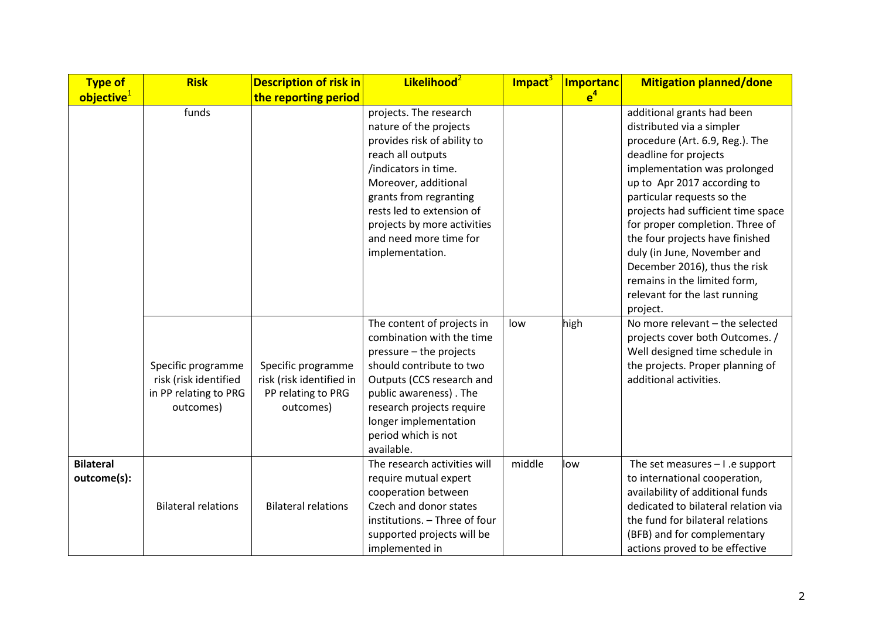| Type of objective[1] | Risk | Description of risk in the reporting period | Likelihood[2] | Impact[3] | Importance[4] | Mitigation planned/done |
|---|---|---|---|---|---|---|
| | funds | | projects. The research nature of the projects provides risk of ability to reach all outputs /indicators in time. Moreover, additional grants from regranting rests led to extension of projects by more activities and need more time for implementation. | | | additional grants had been distributed via a simpler procedure (Art. 6.9, Reg.). The deadline for projects implementation was prolonged up to Apr 2017 according to particular requests so the projects had sufficient time space for proper completion. Three of the four projects have finished duly (in June, November and December 2016), thus the risk remains in the limited form, relevant for the last running project. |
| | Specific programme risk (risk identified in PP relating to PRG outcomes) | Specific programme risk (risk identified in PP relating to PRG outcomes) | The content of projects in combination with the time pressure – the projects should contribute to two Outputs (CCS research and public awareness) . The research projects require longer implementation period which is not available. | low | high | No more relevant – the selected projects cover both Outcomes. / Well designed time schedule in the projects. Proper planning of additional activities. |
| **Bilateral outcome(s):** | Bilateral relations | Bilateral relations | The research activities will require mutual expert cooperation between Czech and donor states institutions. – Three of four supported projects will be implemented in | middle | low | The set measures – I .e support to international cooperation, availability of additional funds dedicated to bilateral relation via the fund for bilateral relations (BFB) and for complementary actions proved to be effective |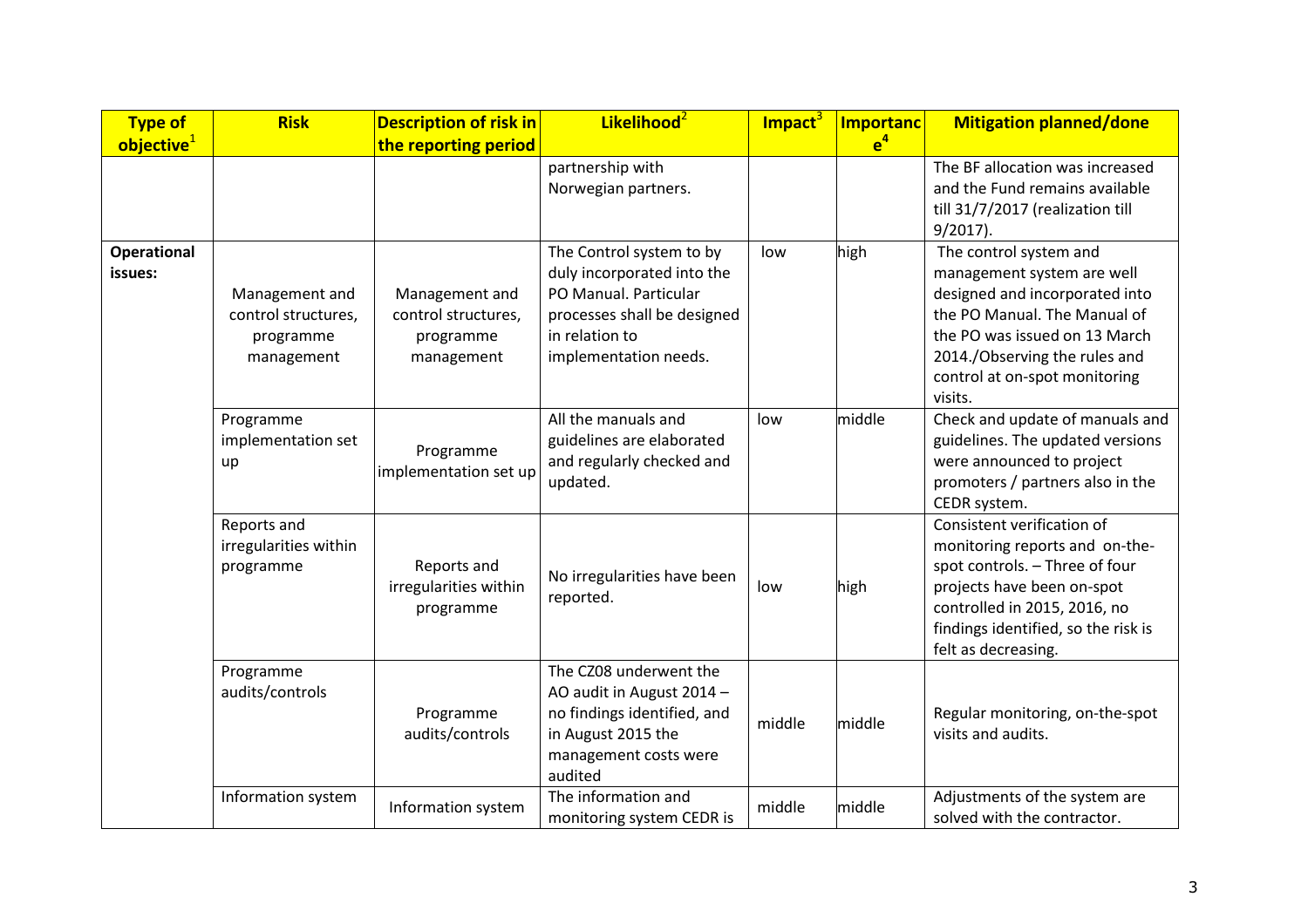| Type of objective[1] | Risk | Description of risk in the reporting period | Likelihood[2] | Impact[3] | Importance[4] | Mitigation planned/done |
|---|---|---|---|---|---|---|
| | | | partnership with Norwegian partners. | | | The BF allocation was increased and the Fund remains available till 31/7/2017 (realization till 9/2017). |
| **Operational issues:** | Management and control structures, programme management | Management and control structures, programme management | The Control system to by duly incorporated into the PO Manual. Particular processes shall be designed in relation to implementation needs. | low | high | The control system and management system are well designed and incorporated into the PO Manual. The Manual of the PO was issued on 13 March 2014./Observing the rules and control at on-spot monitoring visits. |
| | Programme implementation set up | Programme implementation set up | All the manuals and guidelines are elaborated and regularly checked and updated. | low | middle | Check and update of manuals and guidelines. The updated versions were announced to project promoters / partners also in the CEDR system. |
| | Reports and irregularities within programme | Reports and irregularities within programme | No irregularities have been reported. | low | high | Consistent verification of monitoring reports and on-the-spot controls. – Three of four projects have been on-spot controlled in 2015, 2016, no findings identified, so the risk is felt as decreasing. |
| | Programme audits/controls | Programme audits/controls | The CZ08 underwent the AO audit in August 2014 – no findings identified, and in August 2015 the management costs were audited | middle | middle | Regular monitoring, on-the-spot visits and audits. |
| | Information system | Information system | The information and monitoring system CEDR is | middle | middle | Adjustments of the system are solved with the contractor. |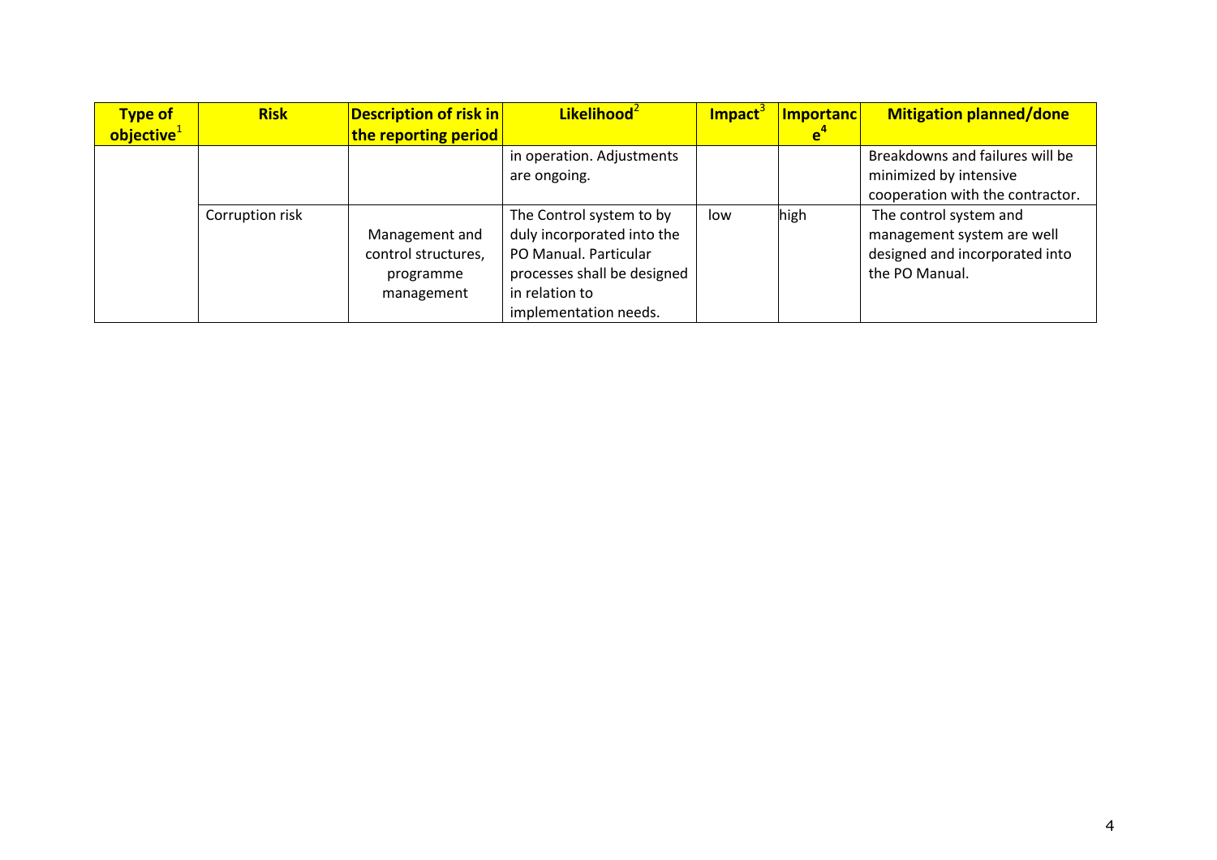| Type of objective[1] | Risk | Description of risk in the reporting period | Likelihood[2] | Impact[3] | Importance[4] | Mitigation planned/done |
|---|---|---|---|---|---|---|
| | | | in operation. Adjustments are ongoing. | | | Breakdowns and failures will be minimized by intensive cooperation with the contractor. |
| | Corruption risk | Management and control structures, programme management | The Control system to by duly incorporated into the PO Manual. Particular processes shall be designed in relation to implementation needs. | low | high | The control system and management system are well designed and incorporated into the PO Manual. |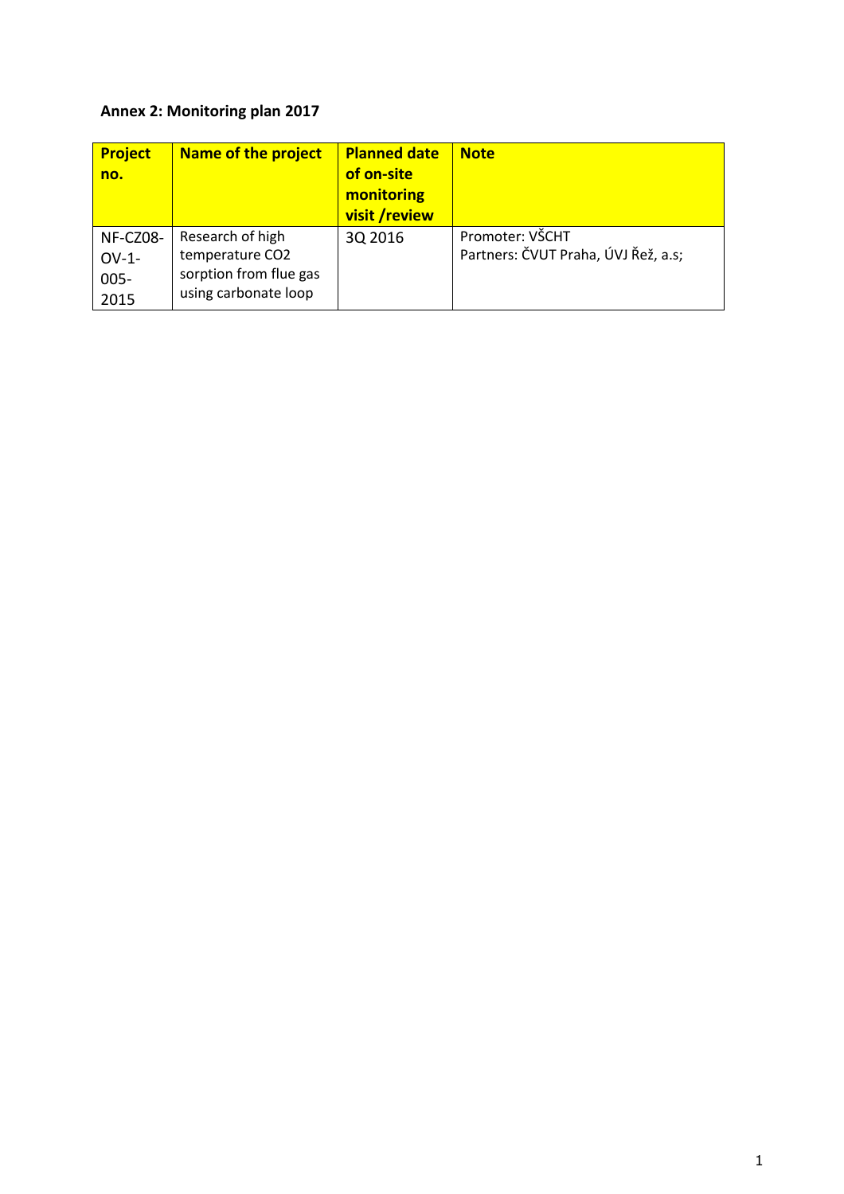**Annex 2: Monitoring plan 2017**

| Project no. | Name of the project | Planned date of on-site monitoring visit /review | Note |
|---|---|---|---|
| NF-CZ08-OV-1-005-2015 | Research of high temperature $CO_2$ sorption from flue gas using carbonate loop | 3Q 2016 | Promoter: VŠCHT<br>Partners: ČVUT Praha, ÚVJ Řež, a.s; |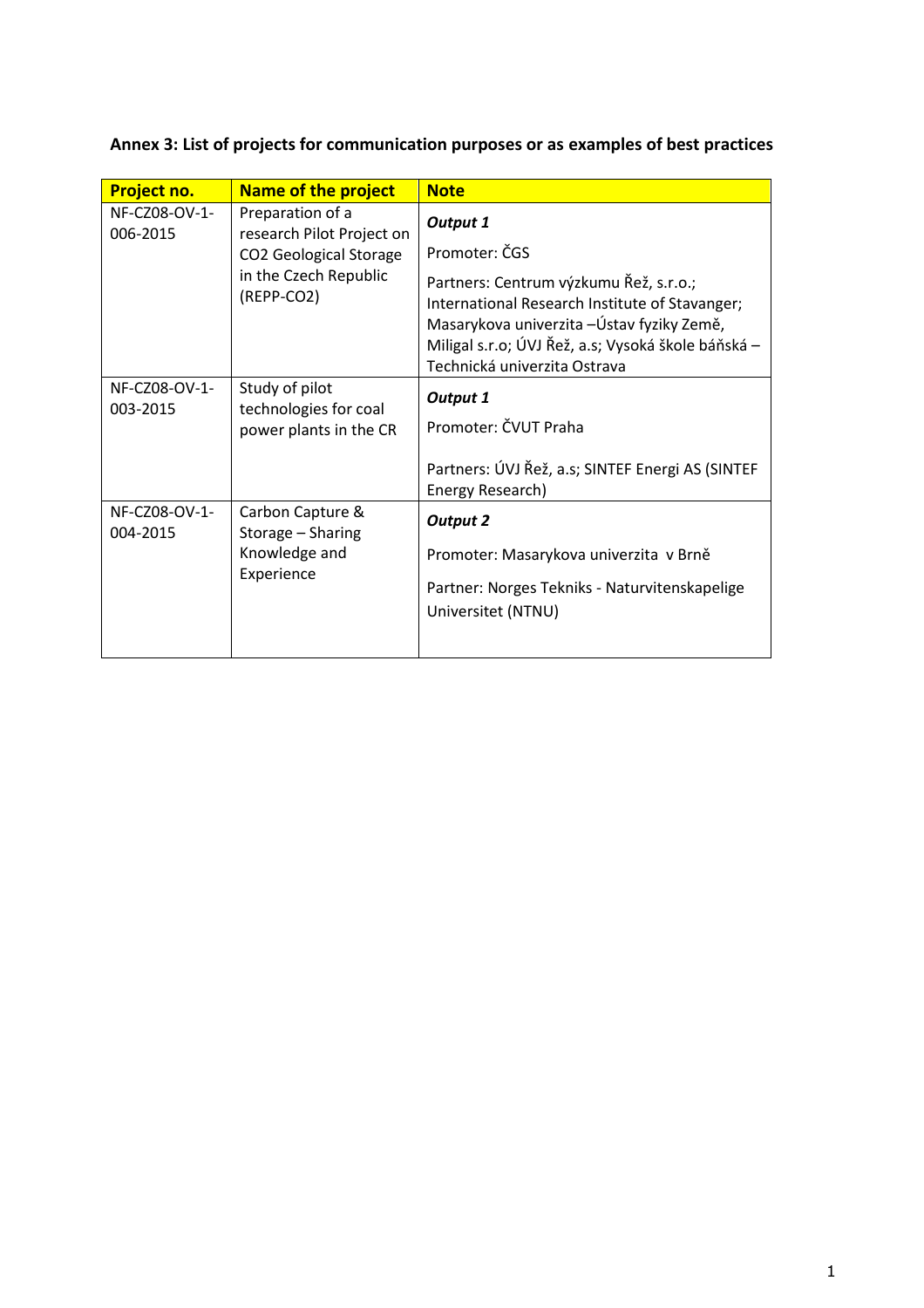**Annex 3: List of projects for communication purposes or as examples of best practices**

| Project no. | Name of the project | Note |
|---|---|---|
| NF-CZ08-OV-1-006-2015 | Preparation of a research Pilot Project on CO2 Geological Storage in the Czech Republic (REPP-CO2) | ***Output 1*** Promoter: ČGS Partners: Centrum výzkumu Řež, s.r.o.; International Research Institute of Stavanger; Masarykova univerzita –Ústav fyziky Země, Miligal s.r.o; ÚVJ Řež, a.s; Vysoká škole báňská – Technická univerzita Ostrava |
| NF-CZ08-OV-1-003-2015 | Study of pilot technologies for coal power plants in the CR | ***Output 1*** Promoter: ČVUT Praha Partners: ÚVJ Řež, a.s; SINTEF Energi AS (SINTEF Energy Research) |
| NF-CZ08-OV-1-004-2015 | Carbon Capture & Storage – Sharing Knowledge and Experience | ***Output 2*** Promoter: Masarykova univerzita v Brně Partner: Norges Tekniks - Naturvitenskapelige Universitet (NTNU) |